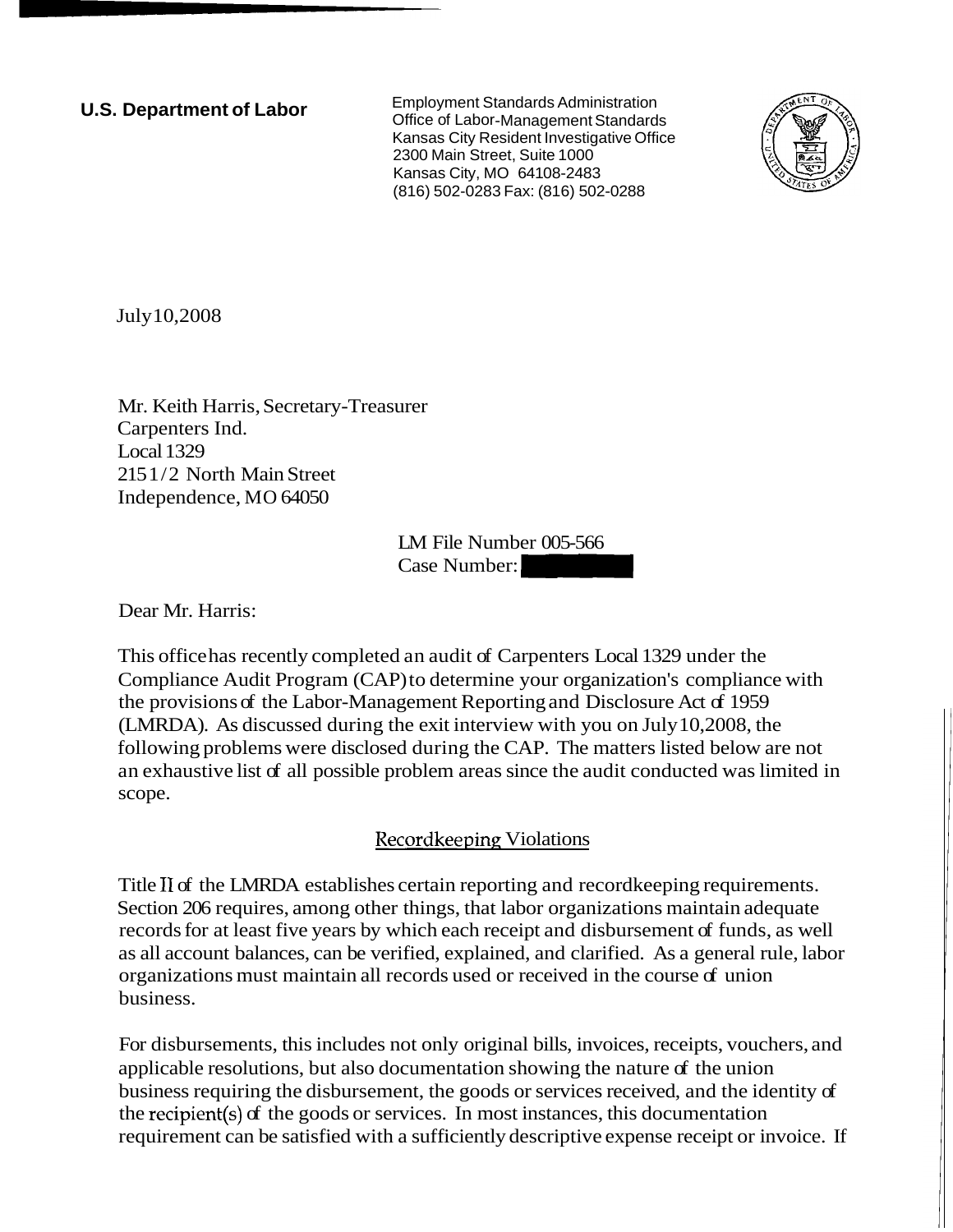**U.S. Department of Labor**

Employment Standards Administration
Office of Labor-Management Standards
Kansas City Resident Investigative Office
2300 Main Street, Suite 1000
Kansas City, MO 64108-2483
(816) 502-0283 Fax: (816) 502-0288

July 10, 2008

Mr. Keith Harris, Secretary-Treasurer
Carpenters Ind.
Local 1329
215 1/2 North Main Street
Independence, MO 64050

LM File Number 005-566
Case Number:

Dear Mr. Harris:

This office has recently completed an audit of Carpenters Local 1329 under the Compliance Audit Program (CAP) to determine your organization's compliance with the provisions of the Labor-Management Reporting and Disclosure Act of 1959 (LMRDA). As discussed during the exit interview with you on July 10, 2008, the following problems were disclosed during the CAP. The matters listed below are not an exhaustive list of all possible problem areas since the audit conducted was limited in scope.

## Recordkeeping Violations

Title II of the LMRDA establishes certain reporting and recordkeeping requirements. Section 206 requires, among other things, that labor organizations maintain adequate records for at least five years by which each receipt and disbursement of funds, as well as all account balances, can be verified, explained, and clarified. As a general rule, labor organizations must maintain all records used or received in the course of union business.

For disbursements, this includes not only original bills, invoices, receipts, vouchers, and applicable resolutions, but also documentation showing the nature of the union business requiring the disbursement, the goods or services received, and the identity of the recipient(s) of the goods or services. In most instances, this documentation requirement can be satisfied with a sufficiently descriptive expense receipt or invoice. If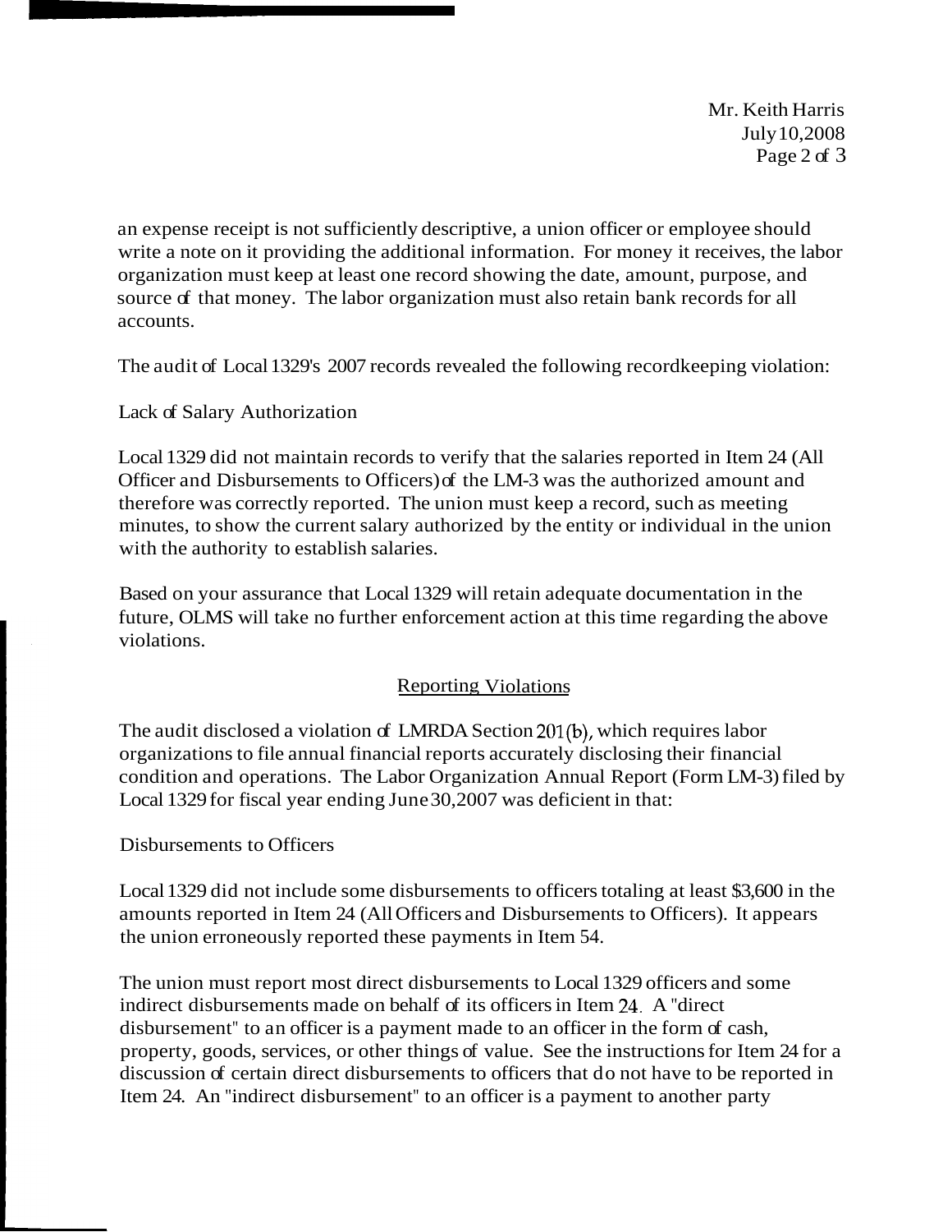an expense receipt is not sufficiently descriptive, a union officer or employee should write a note on it providing the additional information. For money it receives, the labor organization must keep at least one record showing the date, amount, purpose, and source of that money. The labor organization must also retain bank records for all accounts.

The audit of Local 1329's 2007 records revealed the following recordkeeping violation:

Lack of Salary Authorization

Local 1329 did not maintain records to verify that the salaries reported in Item 24 (All Officer and Disbursements to Officers) of the LM-3 was the authorized amount and therefore was correctly reported. The union must keep a record, such as meeting minutes, to show the current salary authorized by the entity or individual in the union with the authority to establish salaries.

Based on your assurance that Local 1329 will retain adequate documentation in the future, OLMS will take no further enforcement action at this time regarding the above violations.

<u>Reporting Violations</u>

The audit disclosed a violation of LMRDA Section 201(b), which requires labor organizations to file annual financial reports accurately disclosing their financial condition and operations. The Labor Organization Annual Report (Form LM-3) filed by Local 1329 for fiscal year ending June 30, 2007 was deficient in that:

Disbursements to Officers

Local 1329 did not include some disbursements to officers totaling at least $3,600 in the amounts reported in Item 24 (All Officers and Disbursements to Officers). It appears the union erroneously reported these payments in Item 54.

The union must report most direct disbursements to Local 1329 officers and some indirect disbursements made on behalf of its officers in Item 24. A "direct disbursement" to an officer is a payment made to an officer in the form of cash, property, goods, services, or other things of value. See the instructions for Item 24 for a discussion of certain direct disbursements to officers that do not have to be reported in Item 24. An "indirect disbursement" to an officer is a payment to another party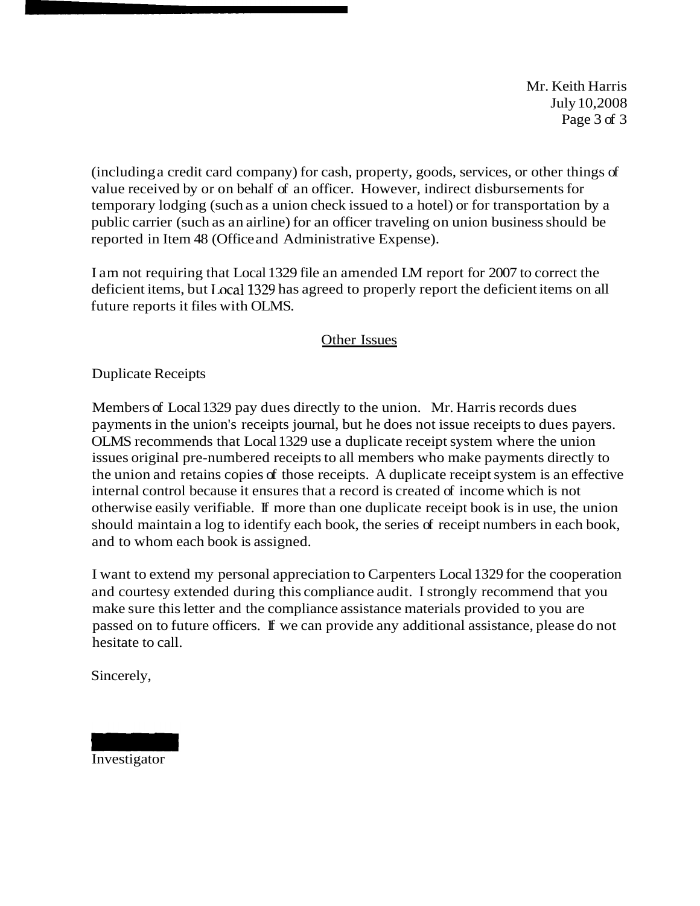(including a credit card company) for cash, property, goods, services, or other things of value received by or on behalf of an officer. However, indirect disbursements for temporary lodging (such as a union check issued to a hotel) or for transportation by a public carrier (such as an airline) for an officer traveling on union business should be reported in Item 48 (Office and Administrative Expense).

I am not requiring that Local 1329 file an amended LM report for 2007 to correct the deficient items, but Local 1329 has agreed to properly report the deficient items on all future reports it files with OLMS.

## Other Issues

Duplicate Receipts

Members of Local 1329 pay dues directly to the union. Mr. Harris records dues payments in the union's receipts journal, but he does not issue receipts to dues payers. OLMS recommends that Local 1329 use a duplicate receipt system where the union issues original pre-numbered receipts to all members who make payments directly to the union and retains copies of those receipts. A duplicate receipt system is an effective internal control because it ensures that a record is created of income which is not otherwise easily verifiable. If more than one duplicate receipt book is in use, the union should maintain a log to identify each book, the series of receipt numbers in each book, and to whom each book is assigned.

I want to extend my personal appreciation to Carpenters Local 1329 for the cooperation and courtesy extended during this compliance audit. I strongly recommend that you make sure this letter and the compliance assistance materials provided to you are passed on to future officers. If we can provide any additional assistance, please do not hesitate to call.

Sincerely,

Investigator